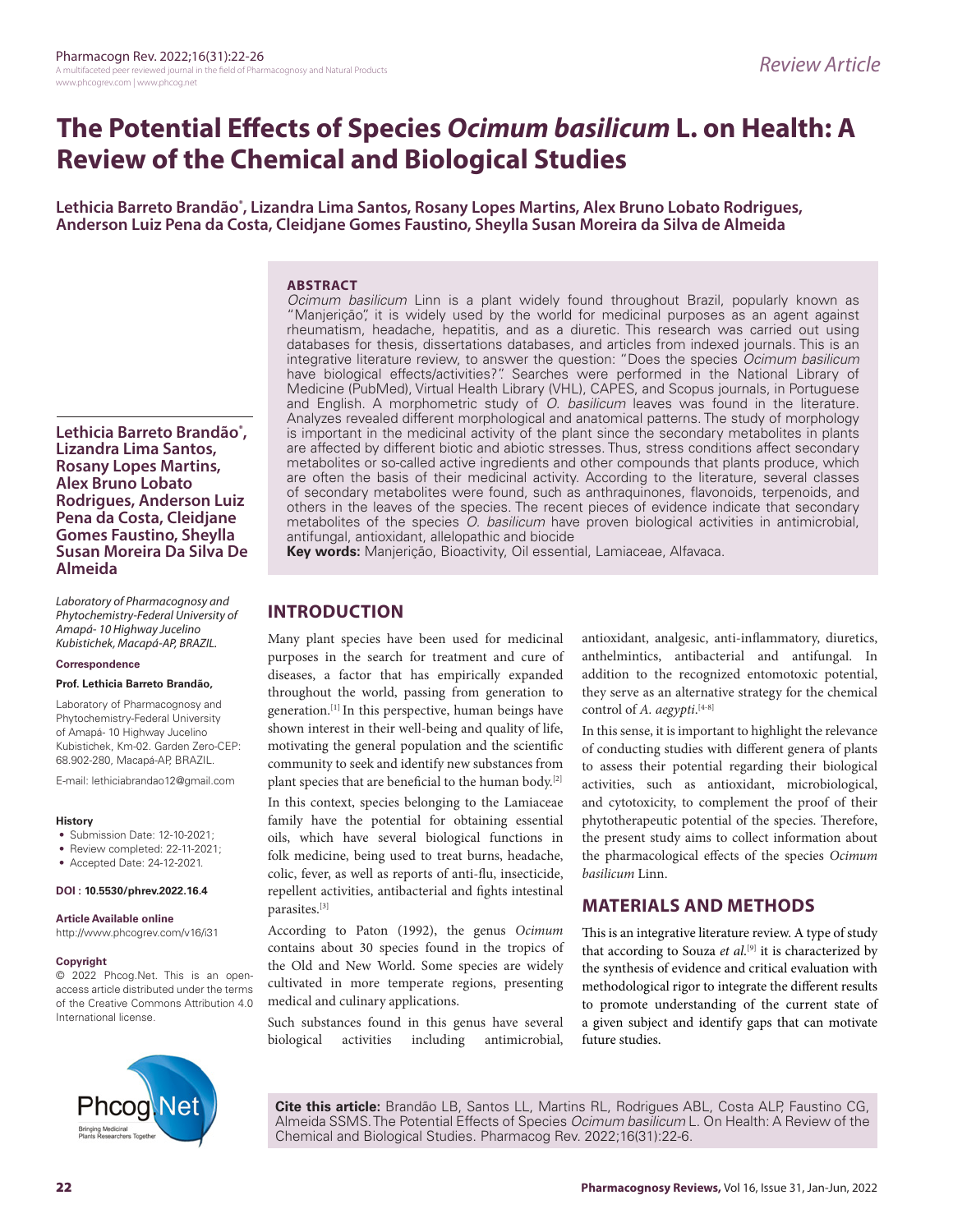# The Potential Effects of Species *Ocimum basilicum* L. on Health: A Review of the Chemical and Biological Studies

**Lethicia Barreto Brandão*, Lizandra Lima Santos, Rosany Lopes Martins, Alex Bruno Lobato Rodrigues, Anderson Luiz Pena da Costa, Cleidjane Gomes Faustino, Sheylla Susan Moreira da Silva de Almeida**

## ABSTRACT

*Ocimum basilicum* Linn is a plant widely found throughout Brazil, popularly known as "Manjericão", it is widely used by the world for medicinal purposes as an agent against rheumatism, headache, hepatitis, and as a diuretic. This research was carried out using databases for thesis, dissertations databases, and articles from indexed journals. This is an integrative literature review, to answer the question: "Does the species *Ocimum basilicum* have biological effects/activities?". Searches were performed in the National Library of Medicine (PubMed), Virtual Health Library (VHL), CAPES, and Scopus journals, in Portuguese and English. A morphometric study of *O. basilicum* leaves was found in the literature. Analyzes revealed different morphological and anatomical patterns. The study of morphology is important in the medicinal activity of the plant since the secondary metabolites in plants are affected by different biotic and abiotic stresses. Thus, stress conditions affect secondary metabolites or so-called active ingredients and other compounds that plants produce, which are often the basis of their medicinal activity. According to the literature, several classes of secondary metabolites were found, such as anthraquinones, flavonoids, terpenoids, and others in the leaves of the species. The recent pieces of evidence indicate that secondary metabolites of the species *O. basilicum* have proven biological activities in antimicrobial, antifungal, antioxidant, allelopathic and biocide

**Key words:** Manjericão, Bioactivity, Oil essential, Lamiaceae, Alfavaca.

**Lethicia Barreto Brandão*, Lizandra Lima Santos, Rosany Lopes Martins, Alex Bruno Lobato Rodrigues, Anderson Luiz Pena da Costa, Cleidjane Gomes Faustino, Sheylla Susan Moreira Da Silva De Almeida**

*Laboratory of Pharmacognosy and Phytochemistry-Federal University of Amapá- 10 Highway Jucelino Kubistichek, Macapá-AP, BRAZIL.*

**Correspondence**

**Prof. Lethicia Barreto Brandão,**

Laboratory of Pharmacognosy and Phytochemistry-Federal University of Amapá- 10 Highway Jucelino Kubistichek, Km-02. Garden Zero-CEP: 68.902-280, Macapá-AP, BRAZIL.

E-mail: lethiciabrandao12@gmail.com

**History**

- Submission Date: 12-10-2021;
- Review completed: 22-11-2021;
- Accepted Date: 24-12-2021.

**DOI : 10.5530/phrev.2022.16.4**

**Article Available online**

http://www.phcogrev.com/v16/i31

**Copyright**

© 2022 Phcog.Net. This is an open-access article distributed under the terms of the Creative Commons Attribution 4.0 International license.

## INTRODUCTION

Many plant species have been used for medicinal purposes in the search for treatment and cure of diseases, a factor that has empirically expanded throughout the world, passing from generation to generation.[1] In this perspective, human beings have shown interest in their well-being and quality of life, motivating the general population and the scientific community to seek and identify new substances from plant species that are beneficial to the human body.[2]

In this context, species belonging to the Lamiaceae family have the potential for obtaining essential oils, which have several biological functions in folk medicine, being used to treat burns, headache, colic, fever, as well as reports of anti-flu, insecticide, repellent activities, antibacterial and fights intestinal parasites.[3]

According to Paton (1992), the genus *Ocimum* contains about 30 species found in the tropics of the Old and New World. Some species are widely cultivated in more temperate regions, presenting medical and culinary applications.

Such substances found in this genus have several biological activities including antimicrobial, antioxidant, analgesic, anti-inflammatory, diuretics, anthelmintics, antibacterial and antifungal. In addition to the recognized entomotoxic potential, they serve as an alternative strategy for the chemical control of *A. aegypti*.[4-8]

In this sense, it is important to highlight the relevance of conducting studies with different genera of plants to assess their potential regarding their biological activities, such as antioxidant, microbiological, and cytotoxicity, to complement the proof of their phytotherapeutic potential of the species. Therefore, the present study aims to collect information about the pharmacological effects of the species *Ocimum basilicum* Linn.

## MATERIALS AND METHODS

This is an integrative literature review. A type of study that according to Souza *et al.*[9] it is characterized by the synthesis of evidence and critical evaluation with methodological rigor to integrate the different results to promote understanding of the current state of a given subject and identify gaps that can motivate future studies.

**Cite this article:** Brandão LB, Santos LL, Martins RL, Rodrigues ABL, Costa ALP, Faustino CG, Almeida SSMS. The Potential Effects of Species *Ocimum basilicum* L. On Health: A Review of the Chemical and Biological Studies. Pharmacog Rev. 2022;16(31):22-6.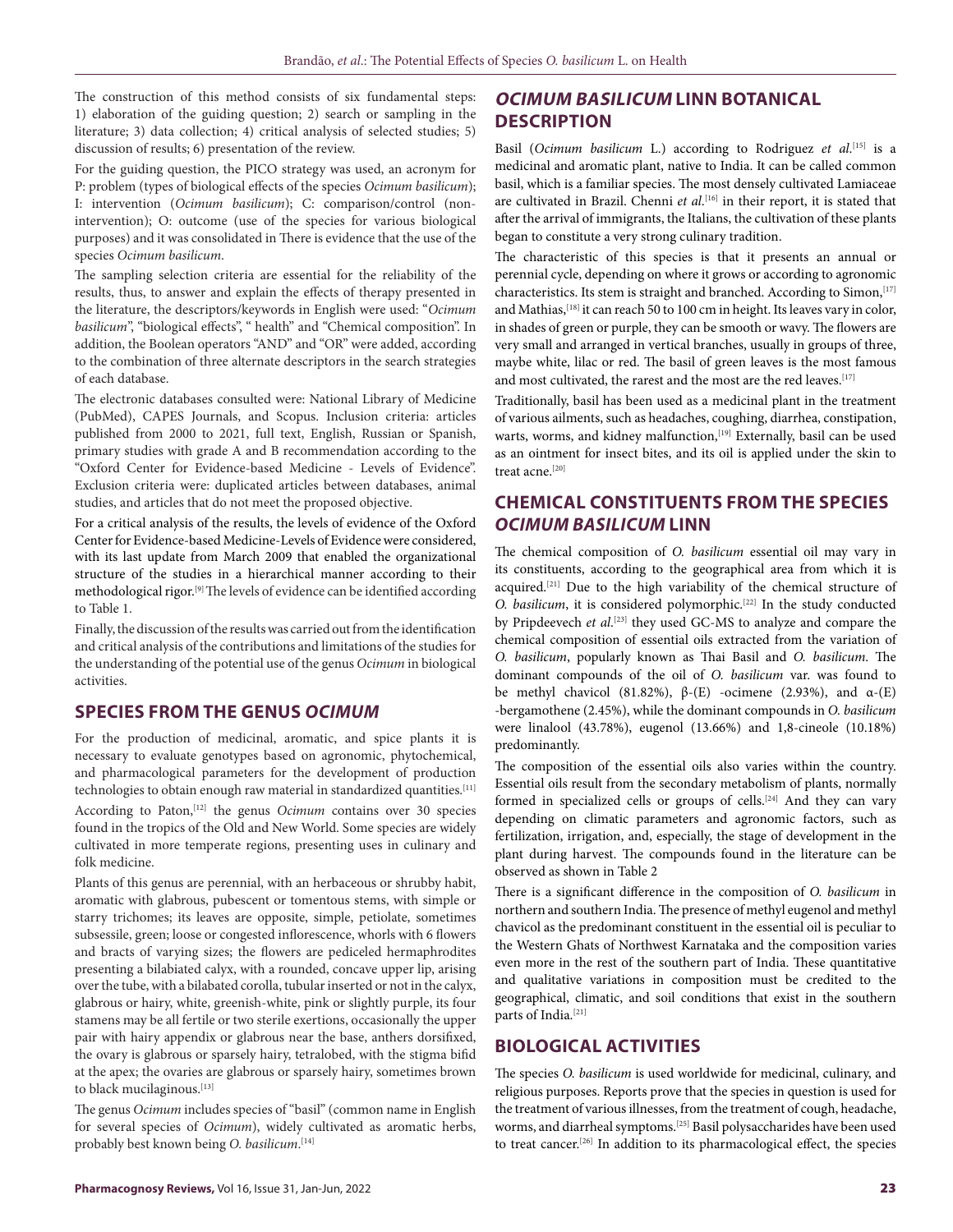The construction of this method consists of six fundamental steps: 1) elaboration of the guiding question; 2) search or sampling in the literature; 3) data collection; 4) critical analysis of selected studies; 5) discussion of results; 6) presentation of the review.

For the guiding question, the PICO strategy was used, an acronym for P: problem (types of biological effects of the species *Ocimum basilicum*); I: intervention (*Ocimum basilicum*); C: comparison/control (non-intervention); O: outcome (use of the species for various biological purposes) and it was consolidated in There is evidence that the use of the species *Ocimum basilicum*.

The sampling selection criteria are essential for the reliability of the results, thus, to answer and explain the effects of therapy presented in the literature, the descriptors/keywords in English were used: "*Ocimum basilicum*", "biological effects", " health" and "Chemical composition". In addition, the Boolean operators "AND" and "OR" were added, according to the combination of three alternate descriptors in the search strategies of each database.

The electronic databases consulted were: National Library of Medicine (PubMed), CAPES Journals, and Scopus. Inclusion criteria: articles published from 2000 to 2021, full text, English, Russian or Spanish, primary studies with grade A and B recommendation according to the "Oxford Center for Evidence-based Medicine - Levels of Evidence". Exclusion criteria were: duplicated articles between databases, animal studies, and articles that do not meet the proposed objective.

For a critical analysis of the results, the levels of evidence of the Oxford Center for Evidence-based Medicine-Levels of Evidence were considered, with its last update from March 2009 that enabled the organizational structure of the studies in a hierarchical manner according to their methodological rigor.[9] The levels of evidence can be identified according to Table 1.

Finally, the discussion of the results was carried out from the identification and critical analysis of the contributions and limitations of the studies for the understanding of the potential use of the genus *Ocimum* in biological activities.

## SPECIES FROM THE GENUS *OCIMUM*

For the production of medicinal, aromatic, and spice plants it is necessary to evaluate genotypes based on agronomic, phytochemical, and pharmacological parameters for the development of production technologies to obtain enough raw material in standardized quantities.[11]

According to Paton,[12] the genus *Ocimum* contains over 30 species found in the tropics of the Old and New World. Some species are widely cultivated in more temperate regions, presenting uses in culinary and folk medicine.

Plants of this genus are perennial, with an herbaceous or shrubby habit, aromatic with glabrous, pubescent or tomentous stems, with simple or starry trichomes; its leaves are opposite, simple, petiolate, sometimes subsessile, green; loose or congested inflorescence, whorls with 6 flowers and bracts of varying sizes; the flowers are pediceled hermaphrodites presenting a bilabiated calyx, with a rounded, concave upper lip, arising over the tube, with a bilabated corolla, tubular inserted or not in the calyx, glabrous or hairy, white, greenish-white, pink or slightly purple, its four stamens may be all fertile or two sterile exertions, occasionally the upper pair with hairy appendix or glabrous near the base, anthers dorsifixed, the ovary is glabrous or sparsely hairy, tetralobed, with the stigma bifid at the apex; the ovaries are glabrous or sparsely hairy, sometimes brown to black mucilaginous.[13]

The genus *Ocimum* includes species of "basil" (common name in English for several species of *Ocimum*), widely cultivated as aromatic herbs, probably best known being *O. basilicum*.[14]

## *OCIMUM BASILICUM* LINN BOTANICAL DESCRIPTION

Basil (*Ocimum basilicum* L.) according to Rodriguez *et al*.[15] is a medicinal and aromatic plant, native to India. It can be called common basil, which is a familiar species. The most densely cultivated Lamiaceae are cultivated in Brazil. Chenni *et al*.[16] in their report, it is stated that after the arrival of immigrants, the Italians, the cultivation of these plants began to constitute a very strong culinary tradition.

The characteristic of this species is that it presents an annual or perennial cycle, depending on where it grows or according to agronomic characteristics. Its stem is straight and branched. According to Simon,[17] and Mathias,[18] it can reach 50 to 100 cm in height. Its leaves vary in color, in shades of green or purple, they can be smooth or wavy. The flowers are very small and arranged in vertical branches, usually in groups of three, maybe white, lilac or red. The basil of green leaves is the most famous and most cultivated, the rarest and the most are the red leaves.[17]

Traditionally, basil has been used as a medicinal plant in the treatment of various ailments, such as headaches, coughing, diarrhea, constipation, warts, worms, and kidney malfunction,[19] Externally, basil can be used as an ointment for insect bites, and its oil is applied under the skin to treat acne.[20]

## CHEMICAL CONSTITUENTS FROM THE SPECIES *OCIMUM BASILICUM* LINN

The chemical composition of *O. basilicum* essential oil may vary in its constituents, according to the geographical area from which it is acquired.[21] Due to the high variability of the chemical structure of *O. basilicum*, it is considered polymorphic.[22] In the study conducted by Pripdeevech *et al*.[23] they used GC-MS to analyze and compare the chemical composition of essential oils extracted from the variation of *O. basilicum*, popularly known as Thai Basil and *O. basilicum*. The dominant compounds of the oil of *O. basilicum* var. was found to be methyl chavicol (81.82%), β-(E) -ocimene (2.93%), and α-(E) -bergamothene (2.45%), while the dominant compounds in *O. basilicum* were linalool (43.78%), eugenol (13.66%) and 1,8-cineole (10.18%) predominantly.

The composition of the essential oils also varies within the country. Essential oils result from the secondary metabolism of plants, normally formed in specialized cells or groups of cells.[24] And they can vary depending on climatic parameters and agronomic factors, such as fertilization, irrigation, and, especially, the stage of development in the plant during harvest. The compounds found in the literature can be observed as shown in Table 2

There is a significant difference in the composition of *O. basilicum* in northern and southern India. The presence of methyl eugenol and methyl chavicol as the predominant constituent in the essential oil is peculiar to the Western Ghats of Northwest Karnataka and the composition varies even more in the rest of the southern part of India. These quantitative and qualitative variations in composition must be credited to the geographical, climatic, and soil conditions that exist in the southern parts of India.[21]

## BIOLOGICAL ACTIVITIES

The species *O. basilicum* is used worldwide for medicinal, culinary, and religious purposes. Reports prove that the species in question is used for the treatment of various illnesses, from the treatment of cough, headache, worms, and diarrheal symptoms.[25] Basil polysaccharides have been used to treat cancer.[26] In addition to its pharmacological effect, the species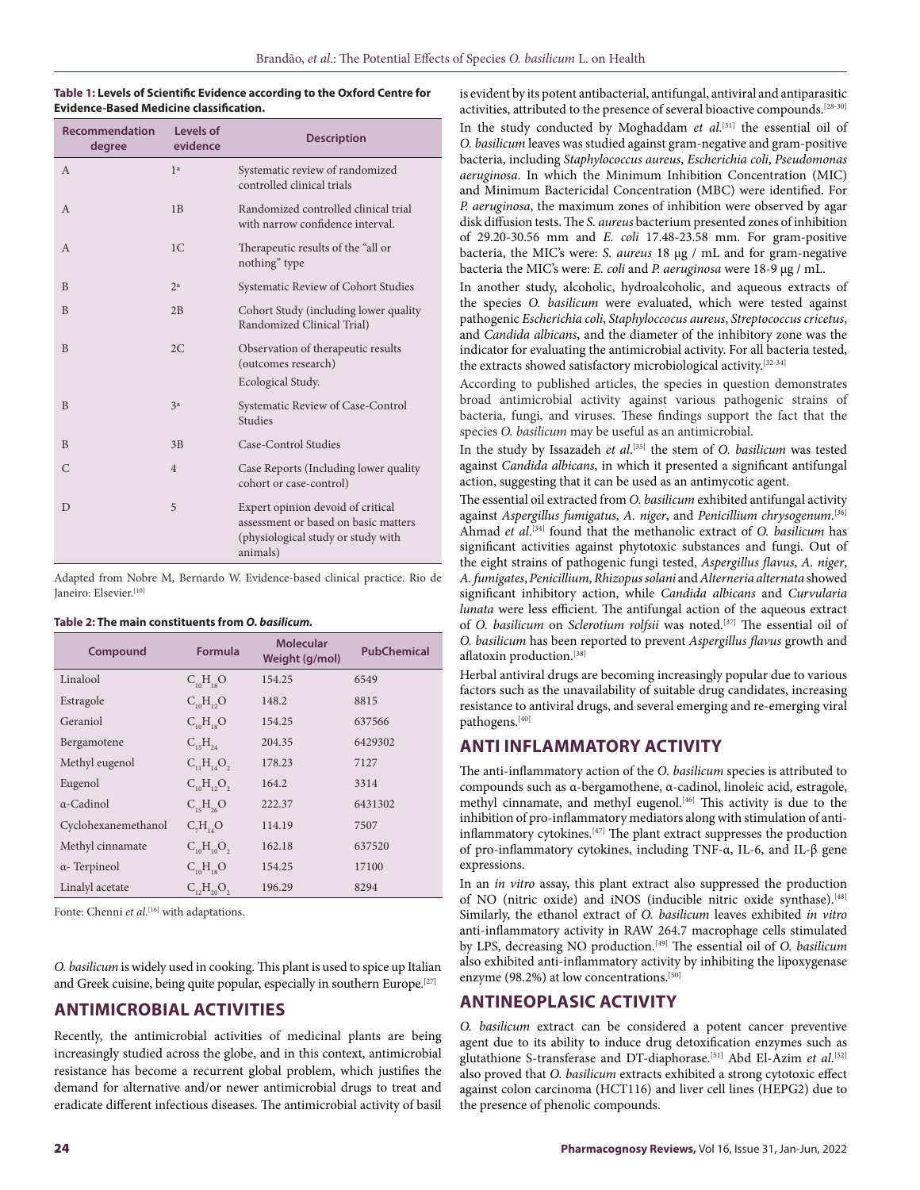**Table 1: Levels of Scientific Evidence according to the Oxford Centre for Evidence-Based Medicine classification.**

| Recommendation degree | Levels of evidence | Description |
| --- | --- | --- |
| A | 1a | Systematic review of randomized controlled clinical trials |
| A | 1B | Randomized controlled clinical trial with narrow confidence interval. |
| A | 1C | Therapeutic results of the "all or nothing" type |
| B | 2a | Systematic Review of Cohort Studies |
| B | 2B | Cohort Study (including lower quality Randomized Clinical Trial) |
| B | 2C | Observation of therapeutic results (outcomes research) Ecological Study. |
| B | 3a | Systematic Review of Case-Control Studies |
| B | 3B | Case-Control Studies |
| C | 4 | Case Reports (Including lower quality cohort or case-control) |
| D | 5 | Expert opinion devoid of critical assessment or based on basic matters (physiological study or study with animals) |

Adapted from Nobre M, Bernardo W. Evidence-based clinical practice. Rio de Janeiro: Elsevier.[10]

**Table 2: The main constituents from *O. basilicum*.**

| Compound | Formula | Molecular Weight (g/mol) | PubChemical |
| --- | --- | --- | --- |
| Linalool | $C_{10}H_{18}O$ | 154.25 | 6549 |
| Estragole | $C_{10}H_{12}O$ | 148.2 | 8815 |
| Geraniol | $C_{10}H_{18}O$ | 154.25 | 637566 |
| Bergamotene | $C_{15}H_{24}$ | 204.35 | 6429302 |
| Methyl eugenol | $C_{11}H_{14}O_2$ | 178.23 | 7127 |
| Eugenol | $C_{10}H_{12}O_2$ | 164.2 | 3314 |
| α-Cadinol | $C_{15}H_{26}O$ | 222.37 | 6431302 |
| Cyclohexanemethanol | $C_7H_{14}O$ | 114.19 | 7507 |
| Methyl cinnamate | $C_{10}H_{10}O_2$ | 162.18 | 637520 |
| α- Terpineol | $C_{10}H_{18}O$ | 154.25 | 17100 |
| Linalyl acetate | $C_{12}H_{20}O_2$ | 196.29 | 8294 |

Fonte: Chenni *et al*.[16] with adaptations.

*O. basilicum* is widely used in cooking. This plant is used to spice up Italian and Greek cuisine, being quite popular, especially in southern Europe.[27]

## ANTIMICROBIAL ACTIVITIES

Recently, the antimicrobial activities of medicinal plants are being increasingly studied across the globe, and in this context, antimicrobial resistance has become a recurrent global problem, which justifies the demand for alternative and/or newer antimicrobial drugs to treat and eradicate different infectious diseases. The antimicrobial activity of basil is evident by its potent antibacterial, antifungal, antiviral and antiparasitic activities, attributed to the presence of several bioactive compounds.[28-30]

In the study conducted by Moghaddam *et al*.[31] the essential oil of *O. basilicum* leaves was studied against gram-negative and gram-positive bacteria, including *Staphylococcus aureus*, *Escherichia coli*, *Pseudomonas aeruginosa*. In which the Minimum Inhibition Concentration (MIC) and Minimum Bactericidal Concentration (MBC) were identified. For *P. aeruginosa*, the maximum zones of inhibition were observed by agar disk diffusion tests. The *S. aureus* bacterium presented zones of inhibition of 29.20-30.56 mm and *E. coli* 17.48-23.58 mm. For gram-positive bacteria, the MIC's were: *S. aureus* 18 µg / mL and for gram-negative bacteria the MIC's were: *E. coli* and *P. aeruginosa* were 18-9 µg / mL.

In another study, alcoholic, hydroalcoholic, and aqueous extracts of the species *O. basilicum* were evaluated, which were tested against pathogenic *Escherichia coli*, *Staphyloccocus aureus*, *Streptococcus cricetus*, and *Candida albicans*, and the diameter of the inhibitory zone was the indicator for evaluating the antimicrobial activity. For all bacteria tested, the extracts showed satisfactory microbiological activity.[32-34]

According to published articles, the species in question demonstrates broad antimicrobial activity against various pathogenic strains of bacteria, fungi, and viruses. These findings support the fact that the species *O. basilicum* may be useful as an antimicrobial.

In the study by Issazadeh *et al*.[35] the stem of *O. basilicum* was tested against *Candida albicans*, in which it presented a significant antifungal action, suggesting that it can be used as an antimycotic agent.

The essential oil extracted from *O. basilicum* exhibited antifungal activity against *Aspergillus fumigatus*, *A. niger*, and *Penicillium chrysogenum*.[36] Ahmad *et al*.[34] found that the methanolic extract of *O. basilicum* has significant activities against phytotoxic substances and fungi. Out of the eight strains of pathogenic fungi tested, *Aspergillus flavus*, *A. niger*, *A. fumigates*, *Penicillium*, *Rhizopus solani* and *Alterneria alternata* showed significant inhibitory action, while *Candida albicans* and *Curvularia lunata* were less efficient. The antifungal action of the aqueous extract of *O. basilicum* on *Sclerotium rolfsii* was noted.[37] The essential oil of *O. basilicum* has been reported to prevent *Aspergillus flavus* growth and aflatoxin production.[38]

Herbal antiviral drugs are becoming increasingly popular due to various factors such as the unavailability of suitable drug candidates, increasing resistance to antiviral drugs, and several emerging and re-emerging viral pathogens.[40]

## ANTI INFLAMMATORY ACTIVITY

The anti-inflammatory action of the *O. basilicum* species is attributed to compounds such as α-bergamothene, α-cadinol, linoleic acid, estragole, methyl cinnamate, and methyl eugenol.[46] This activity is due to the inhibition of pro-inflammatory mediators along with stimulation of anti-inflammatory cytokines.[47] The plant extract suppresses the production of pro-inflammatory cytokines, including TNF-α, IL-6, and IL-β gene expressions.

In an *in vitro* assay, this plant extract also suppressed the production of NO (nitric oxide) and iNOS (inducible nitric oxide synthase).[48] Similarly, the ethanol extract of *O. basilicum* leaves exhibited *in vitro* anti-inflammatory activity in RAW 264.7 macrophage cells stimulated by LPS, decreasing NO production.[49] The essential oil of *O. basilicum* also exhibited anti-inflammatory activity by inhibiting the lipoxygenase enzyme (98.2%) at low concentrations.[50]

## ANTINEOPLASIC ACTIVITY

*O. basilicum* extract can be considered a potent cancer preventive agent due to its ability to induce drug detoxification enzymes such as glutathione S-transferase and DT-diaphorase.[51] Abd El-Azim *et al*.[52] also proved that *O. basilicum* extracts exhibited a strong cytotoxic effect against colon carcinoma (HCT116) and liver cell lines (HEPG2) due to the presence of phenolic compounds.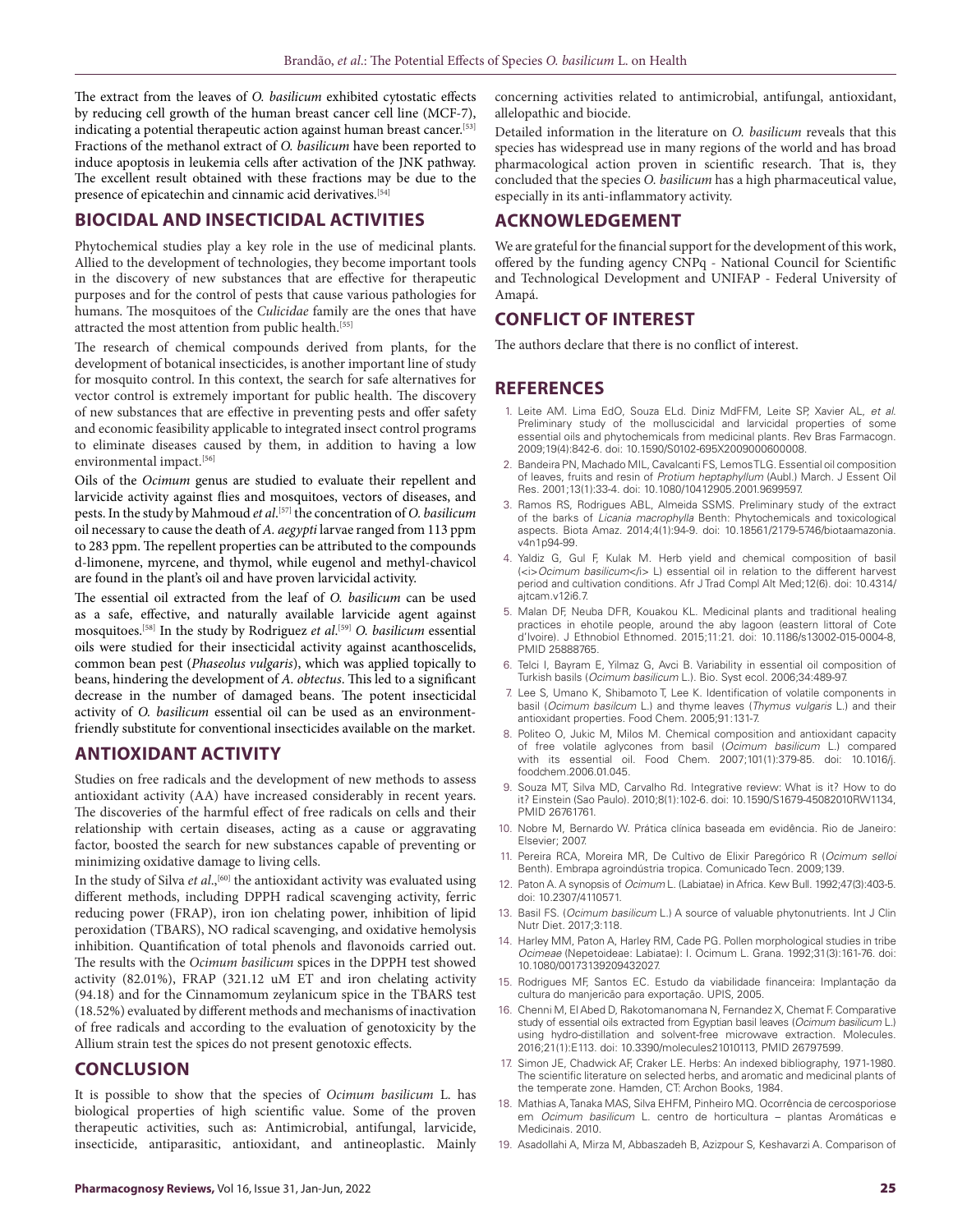The extract from the leaves of *O. basilicum* exhibited cytostatic effects by reducing cell growth of the human breast cancer cell line (MCF-7), indicating a potential therapeutic action against human breast cancer.[53] Fractions of the methanol extract of *O. basilicum* have been reported to induce apoptosis in leukemia cells after activation of the JNK pathway. The excellent result obtained with these fractions may be due to the presence of epicatechin and cinnamic acid derivatives.[54]

## BIOCIDAL AND INSECTICIDAL ACTIVITIES

Phytochemical studies play a key role in the use of medicinal plants. Allied to the development of technologies, they become important tools in the discovery of new substances that are effective for therapeutic purposes and for the control of pests that cause various pathologies for humans. The mosquitoes of the *Culicidae* family are the ones that have attracted the most attention from public health.[55]

The research of chemical compounds derived from plants, for the development of botanical insecticides, is another important line of study for mosquito control. In this context, the search for safe alternatives for vector control is extremely important for public health. The discovery of new substances that are effective in preventing pests and offer safety and economic feasibility applicable to integrated insect control programs to eliminate diseases caused by them, in addition to having a low environmental impact.[56]

Oils of the *Ocimum* genus are studied to evaluate their repellent and larvicide activity against flies and mosquitoes, vectors of diseases, and pests. In the study by Mahmoud *et al*.[57] the concentration of *O. basilicum* oil necessary to cause the death of *A. aegypti* larvae ranged from 113 ppm to 283 ppm. The repellent properties can be attributed to the compounds d-limonene, myrcene, and thymol, while eugenol and methyl-chavicol are found in the plant's oil and have proven larvicidal activity.

The essential oil extracted from the leaf of *O. basilicum* can be used as a safe, effective, and naturally available larvicide agent against mosquitoes.[58] In the study by Rodriguez *et al*.[59] *O. basilicum* essential oils were studied for their insecticidal activity against acanthoscelids, common bean pest (*Phaseolus vulgaris*), which was applied topically to beans, hindering the development of *A. obtectus*. This led to a significant decrease in the number of damaged beans. The potent insecticidal activity of *O. basilicum* essential oil can be used as an environment-friendly substitute for conventional insecticides available on the market.

## ANTIOXIDANT ACTIVITY

Studies on free radicals and the development of new methods to assess antioxidant activity (AA) have increased considerably in recent years. The discoveries of the harmful effect of free radicals on cells and their relationship with certain diseases, acting as a cause or aggravating factor, boosted the search for new substances capable of preventing or minimizing oxidative damage to living cells.

In the study of Silva *et al*.,[60] the antioxidant activity was evaluated using different methods, including DPPH radical scavenging activity, ferric reducing power (FRAP), iron ion chelating power, inhibition of lipid peroxidation (TBARS), NO radical scavenging, and oxidative hemolysis inhibition. Quantification of total phenols and flavonoids carried out. The results with the *Ocimum basilicum* spices in the DPPH test showed activity (82.01%), FRAP (321.12 uM ET and iron chelating activity (94.18) and for the Cinnamomum zeylanicum spice in the TBARS test (18.52%) evaluated by different methods and mechanisms of inactivation of free radicals and according to the evaluation of genotoxicity by the Allium strain test the spices do not present genotoxic effects.

## CONCLUSION

It is possible to show that the species of *Ocimum basilicum* L. has biological properties of high scientific value. Some of the proven therapeutic activities, such as: Antimicrobial, antifungal, larvicide, insecticide, antiparasitic, antioxidant, and antineoplastic. Mainly concerning activities related to antimicrobial, antifungal, antioxidant, allelopathic and biocide.

Detailed information in the literature on *O. basilicum* reveals that this species has widespread use in many regions of the world and has broad pharmacological action proven in scientific research. That is, they concluded that the species *O. basilicum* has a high pharmaceutical value, especially in its anti-inflammatory activity.

## ACKNOWLEDGEMENT

We are grateful for the financial support for the development of this work, offered by the funding agency CNPq - National Council for Scientific and Technological Development and UNIFAP - Federal University of Amapá.

## CONFLICT OF INTEREST

The authors declare that there is no conflict of interest.

## REFERENCES

1. Leite AM. Lima EdO, Souza ELd. Diniz MdFFM, Leite SP, Xavier AL, *et al.* Preliminary study of the molluscicidal and larvicidal properties of some essential oils and phytochemicals from medicinal plants. Rev Bras Farmacogn. 2009;19(4):842-6. doi: 10.1590/S0102-695X2009000600008.
2. Bandeira PN, Machado MIL, Cavalcanti FS, Lemos TLG. Essential oil composition of leaves, fruits and resin of *Protium heptaphyllum* (Aubl.) March. J Essent Oil Res. 2001;13(1):33-4. doi: 10.1080/10412905.2001.9699597.
3. Ramos RS, Rodrigues ABL, Almeida SSMS. Preliminary study of the extract of the barks of *Licania macrophylla* Benth: Phytochemicals and toxicological aspects. Biota Amaz. 2014;4(1):94-9. doi: 10.18561/2179-5746/biotaamazonia.v4n1p94-99.
4. Yaldiz G, Gul F, Kulak M. Herb yield and chemical composition of basil (<i>Ocimum basilicum</i> L) essential oil in relation to the different harvest period and cultivation conditions. Afr J Trad Compl Alt Med;12(6). doi: 10.4314/ajtcam.v12i6.7.
5. Malan DF, Neuba DFR, Kouakou KL. Medicinal plants and traditional healing practices in ehotile people, around the aby lagoon (eastern littoral of Cote d'Ivoire). J Ethnobiol Ethnomed. 2015;11:21. doi: 10.1186/s13002-015-0004-8, PMID 25888765.
6. Telci I, Bayram E, Yilmaz G, Avci B. Variability in essential oil composition of Turkish basils (*Ocimum basilicum* L.). Bio. Syst ecol. 2006;34:489-97.
7. Lee S, Umano K, Shibamoto T, Lee K. Identification of volatile components in basil (*Ocimum basilcum* L.) and thyme leaves (*Thymus vulgaris* L.) and their antioxidant properties. Food Chem. 2005;91:131-7.
8. Politeo O, Jukic M, Milos M. Chemical composition and antioxidant capacity of free volatile aglycones from basil (*Ocimum basilicum* L.) compared with its essential oil. Food Chem. 2007;101(1):379-85. doi: 10.1016/j.foodchem.2006.01.045.
9. Souza MT, Silva MD, Carvalho Rd. Integrative review: What is it? How to do it? Einstein (Sao Paulo). 2010;8(1):102-6. doi: 10.1590/S1679-45082010RW1134, PMID 26761761.
10. Nobre M, Bernardo W. Prática clínica baseada em evidência. Rio de Janeiro: Elsevier; 2007.
11. Pereira RCA, Moreira MR, De Cultivo de Elixir Paregórico R (*Ocimum selloi* Benth). Embrapa agroindústria tropica. Comunicado Tecn. 2009;139.
12. Paton A. A synopsis of *Ocimum* L. (Labiatae) in Africa. Kew Bull. 1992;47(3):403-5. doi: 10.2307/4110571.
13. Basil FS. (*Ocimum basilicum* L.) A source of valuable phytonutrients. Int J Clin Nutr Diet. 2017;3:118.
14. Harley MM, Paton A, Harley RM, Cade PG. Pollen morphological studies in tribe *Ocimeae* (Nepetoideae: Labiatae): I. Ocimum L. Grana. 1992;31(3):161-76. doi: 10.1080/00173139209432027.
15. Rodrigues MF, Santos EC. Estudo da viabilidade financeira: Implantação da cultura do manjericão para exportação. UPIS, 2005.
16. Chenni M, El Abed D, Rakotomanomana N, Fernandez X, Chemat F. Comparative study of essential oils extracted from Egyptian basil leaves (*Ocimum basilicum* L.) using hydro-distillation and solvent-free microwave extraction. Molecules. 2016;21(1):E113. doi: 10.3390/molecules21010113, PMID 26797599.
17. Simon JE, Chadwick AF, Craker LE. Herbs: An indexed bibliography, 1971-1980. The scientific literature on selected herbs, and aromatic and medicinal plants of the temperate zone. Hamden, CT: Archon Books, 1984.
18. Mathias A, Tanaka MAS, Silva EHFM, Pinheiro MQ. Ocorrência de cercosporiose em *Ocimum basilicum* L. centro de horticultura – plantas Aromáticas e Medicinais. 2010.
19. Asadollahi A, Mirza M, Abbaszadeh B, Azizpour S, Keshavarzi A. Comparison of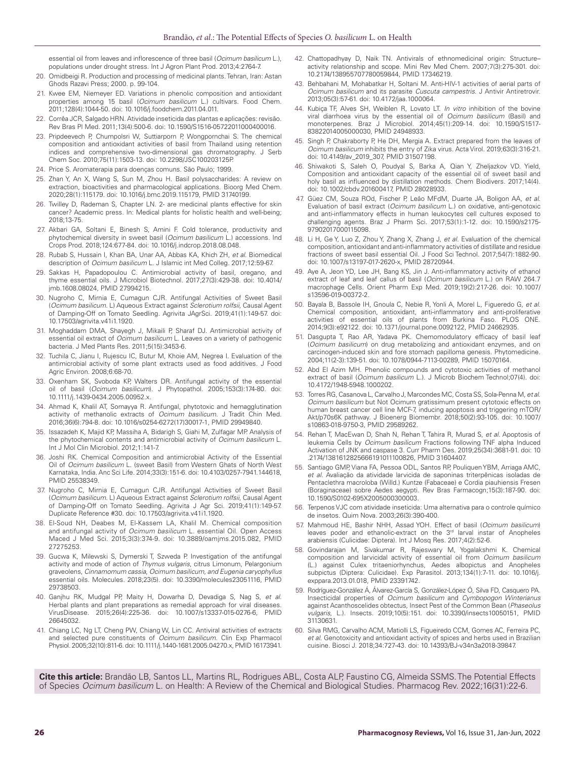essential oil from leaves and inflorescence of three basil (*Ocimum basilicum* L.), populations under drought stress. Int J Agron Plant Prod. 2013;4:2764-7.

20. Omidbeigi R. Production and processing of medicinal plants. Tehran, Iran: Astan Ghods Razavi Press; 2000. p. 99-104.
21. Kwee EM, Niemeyer ED. Variations in phenolic composition and antioxidant properties among 15 basil (*Ocimum basilicum* L.) cultivars. Food Chem. 2011;128(4):1044-50. doi: 10.1016/j.foodchem.2011.04.011.
22. Corrêa JCR, Salgado HRN. Atividade inseticida das plantas e aplicações: revisão. Rev Bras Pl Med. 2011;13(4):500-6. doi: 10.1590/S1516-05722011000400016.
23. Pripdeevech P, Chumpolsri W, Suttiarporn P, Wongpornchai S. The chemical composition and antioxidant activities of basil from Thailand using retention indices and comprehensive two-dimensional gas chromatography. J Serb Chem Soc. 2010;75(11):1503-13. doi: 10.2298/JSC100203125P.
24. Price S. Aromaterapia para doenças comuns. São Paulo; 1999.
25. Zhan Y, An X, Wang S, Sun M, Zhou H. Basil polysaccharides: A review on extraction, bioactivities and pharmacological applications. Bioorg Med Chem. 2020;28(1):115179. doi: 10.1016/j.bmc.2019.115179, PMID 31740199.
26. Twilley D, Rademan S, Chapter LN. 2- are medicinal plants effective for skin cancer? Academic press. In: Medical plants for holistic health and well-being; 2018;13-75.
27. Akbari GA, Soltani E, Binesh S, Amini F. Cold tolerance, productivity and phytochemical diversity in sweet basil (*Ocimum basilicum* L.) accessions. Ind Crops Prod. 2018;124:677-84. doi: 10.1016/j.indcrop.2018.08.048.
28. Rubab S, Hussain I, Khan BA, Unar AA, Abbas KA, Khich ZH, *et al*. Biomedical description of *Ocimum basilicum* L. J Islamic int Med Colleg. 2017;12:59-67.
29. Sakkas H, Papadopoulou C. Antimicrobial activity of basil, oregano, and thyme essential oils. J Microbiol Biotechnol. 2017;27(3):429-38. doi: 10.4014/jmb.1608.08024, PMID 27994215.
30. Nugroho C, Mirnia E, Cumagun CJR. Antifungal Activities of Sweet Basil (*Ocimum basilicum*. L) Aqueous Extract against *Sclerotium rolfsii*, Causal Agent of Damping-Off on Tomato Seedling. Agrivita JAgrSci. 2019;41(1):149-57. doi: 10.17503/agrivita.v41i1.1920.
31. Moghaddam DMA, Shayegh J, Mikaili P, Sharaf DJ. Antimicrobial activity of essential oil extract of *Ocimum basilicum* L. Leaves on a variety of pathogenic bacteria. J Med Plants Res. 2011;5(15):3453-6.
32. Tuchila C, Jianu I, Rujescu IC, Butur M, Khoie AM, Negrea I. Evaluation of the antimicrobial activity of some plant extracts used as food additives. J Food Agric Environ. 2008;6:68-70.
33. Oxenham SK, Svoboda KP, Walters DR. Antifungal activity of the essential oil of basil (*Ocimum basilicum*). J Phytopathol. 2005;153(3):174-80. doi: 10.1111/j.1439-0434.2005.00952.x.
34. Ahmad K, Khalil AT, Somayya R. Antifungal, phytotoxic and hemagglutination activity of methanolic extracts of *Ocimum basilicum*. J Tradit Chin Med. 2016;36(6):794-8. doi: 10.1016/s0254-6272(17)30017-1, PMID 29949840.
35. Issazadeh K, Majid KP, Massiha A, Bidarigh S, Giahi M, Zulfagar MP. Analysis of the phytochemical contents and antimicrobial activity of *Ocimum basilicum* L. Int J Mol Clin Microbiol. 2012;1:141-7.
36. Joshi RK. Chemical Composition and antimicrobial Activity of the Essential Oil of *Ocimum basilicum* L. (sweet Basil) from Western Ghats of North West Karnataka, India. Anc Sci Life. 2014;33(3):151-6. doi: 10.4103/0257-7941.144618, PMID 25538349.
37. Nugroho C, Mirnia E, Cumagun CJR. Antifungal Activities of Sweet Basil (*Ocimum basilicum*. L) Aqueous Extract against *Sclerotium rolfsii*, Causal Agent of Damping-Off on Tomato Seedling. Agrivita J Agr Sci. 2019;41(1):149-57. Duplicate Reference #30. doi: 10.17503/agrivita.v41i1.1920.
38. El-Soud NH, Deabes M, El-Kassem LA, Khalil M. Chemical composition and antifungal activity of *Ocimum basilicum* L. essential Oil. Open Access Maced J Med Sci. 2015;3(3):374-9. doi: 10.3889/oamjms.2015.082, PMID 27275253.
39. Gucwa K, Milewski S, Dymerski T, Szweda P. Investigation of the antifungal activity and mode of action of *Thymus vulgaris*, citrus Limonum, Pelargonium graveolens, *Cinnamomum cassia*, *Ocimum basilicum*, *and Eugenia caryophyllus* essential oils. Molecules. 2018;23(5). doi: 10.3390/molecules23051116, PMID 29738503.
40. Ganjhu RK, Mudgal PP, Maity H, Dowarha D, Devadiga S, Nag S, *et al*. Herbal plants and plant preparations as remedial approach for viral diseases. VirusDisease. 2015;26(4):225-36. doi: 10.1007/s13337-015-0276-6, PMID 26645032.
41. Chiang LC, Ng LT, Cheng PW, Chiang W, Lin CC. Antiviral activities of extracts and selected pure constituents of *Ocimum basilicum*. Clin Exp Pharmacol Physiol. 2005;32(10):811-6. doi: 10.1111/j.1440-1681.2005.04270.x, PMID 16173941.
42. Chattopadhyay D, Naik TN. Antivirals of ethnomedicinal origin: Structure–activity relationship and scope. Mini Rev Med Chem. 2007;7(3):275-301. doi: 10.2174/138955707780059844, PMID 17346219.
43. Behbahani M, Mohabatkar H, Soltani M. Anti-HIV-1 activities of aerial parts of *Ocimum basilicum* and its parasite *Cuscuta campestris*. J Antivir Antiretrovir. 2013;05(3):57-61. doi: 10.4172/jaa.1000064.
44. Kubiça TF, Alves SH, Weiblen R, Lovato LT. *In vitro* inhibition of the bovine viral diarrhoea virus by the essential oil of *Ocimum basilicum* (Basil) and monoterpenes. Braz J Microbiol. 2014;45(1):209-14. doi: 10.1590/S1517-83822014005000030, PMID 24948933.
45. Singh P, Chakraborty P, He DH, Mergia A. Extract prepared from the leaves of *Ocimum basilicum* inhibits the entry of Zika virus. Acta Virol. 2019;63(3):316-21. doi: 10.4149/av_2019_307, PMID 31507198.
46. Shiwakoti S, Saleh O, Poudyal S, Barka A, Qian Y, Zheljazkov VD. Yield, Composition and antioxidant capacity of the essential oil of sweet basil and holy basil as influenced by distillation methods. Chem Biodivers. 2017;14(4). doi: 10.1002/cbdv.201600417, PMID 28028933.
47. Güez CM, Souza ROd, Fischer P, Leão MFdM, Duarte JA, Boligon AA, *et al*. Evaluation of basil extract (*Ocimum basilicum* L.) on oxidative, anti-genotoxic and anti-inflammatory effects in human leukocytes cell cultures exposed to challenging agents. Braz J Pharm Sci. 2017;53(1):1-12. doi: 10.1590/s2175-97902017000115098.
48. Li H, Ge Y, Luo Z, Zhou Y, Zhang X, Zhang J, *et al*. Evaluation of the chemical composition, antioxidant and anti-inflammatory activities of distillate and residue fractions of sweet basil essential Oil. J Food Sci Technol. 2017;54(7):1882-90. doi: 10.1007/s13197-017-2620-x, PMID 28720944.
49. Aye A, Jeon YD, Lee JH, Bang KS, Jin J. Anti-inflammatory activity of ethanol extract of leaf and leaf callus of basil (*Ocimum basilicum* L.) on RAW 264.7 macrophage Cells. Orient Pharm Exp Med. 2019;19(2):217-26. doi: 10.1007/s13596-019-00372-2.
50. Bayala B, Bassole IH, Gnoula C, Nebie R, Yonli A, Morel L, Figueredo G, *et al*. Chemical composition, antioxidant, anti-inflammatory and anti-proliferative activities of essential oils of plants from Burkina Faso. PLOS ONE. 2014;9(3):e92122. doi: 10.1371/journal.pone.0092122, PMID 24662935.
51. Dasgupta T, Rao AR, Yadava PK. Chemomodulatory efficacy of basil leaf (*Ocimum basilicum*) on drug metabolizing and antioxidant enzymes, and on carcinogen-induced skin and fore stomach papilloma genesis. Phytomedicine. 2004;11(2-3):139-51. doi: 10.1078/0944-7113-00289, PMID 15070164.
52. Abd El Azim MH. Phenolic compounds and cytotoxic activities of methanol extract of basil (*Ocimum basilicum* L.). J Microb Biochem Technol;07(4). doi: 10.4172/1948-5948.1000202.
53. Torres RG, Casanova L, Carvalho J, Marcondes MC, Costa SS, Sola-Penna M, *et al*. *Ocimum basilicum* but Not Ocimum gratissimum present cytotoxic effects on human breast cancer cell line MCF-7, inducing apoptosis and triggering mTOR/Akt/p70s6K pathway. J Bioenerg Biomembr. 2018;50(2):93-105. doi: 10.1007/s10863-018-9750-3, PMID 29589262.
54. Rehan T, MacEwan D, Shah N, Rehan T, Tahira R, Murad S, *et al*. Apoptosis of leukemia Cells by *Ocimum basilicum* Fractions following TNF alpha Induced Activation of JNK and caspase 3. Curr Pharm Des. 2019;25(34):3681-91. doi: 10.2174/1381612825666191011100826, PMID 31604407.
55. Santiago GMP, Viana FA, Pessoa ODL, Santos RP, Pouliquen YBM, Arriaga AMC, *et al*. Avaliação da atividade larvicida de saponinas triterpênicas isoladas de Pentaclethra macroloba (Willd.) Kuntze (Fabaceae) e Cordia piauhiensis Fresen (Boraginaceae) sobre Aedes aegypti. Rev Bras Farmacogn;15(3):187-90. doi: 10.1590/S0102-695X2005000300003.
56. Terpenos VJC com atividade inseticida: Uma alternativa para o controle químico de insetos. Quim Nova. 2003;26(3):390-400.
57. Mahmoud HE, Bashir NHH, Assad YOH. Effect of basil (*Ocimum basilicum*) leaves poder and ethanolic-extract on the 3rd larval instar of Anopheles arabiensis (Culicidae: Diptera). Int J Mosq Res. 2017;4(2):52-6.
58. Govindarajan M, Sivakumar R, Rajeswary M, Yogalakshmi K. Chemical composition and larvicidal activity of essential oil from *Ocimum basilicum* (L.) against Culex tritaeniorhynchus, Aedes albopictus and Anopheles subpictus (Diptera: Culicidae). Exp Parasitol. 2013;134(1):7-11. doi: 10.1016/j.exppara.2013.01.018, PMID 23391742.
59. Rodríguez-González Á, Álvarez-García S, González-López Ó, Silva FD, Casquero PA. Insecticidal properties of *Ocimum basilicum* and *Cymbopogon Winterianus* against Acanthoscelides obtectus, Insect Pest of the Common Bean (*Phaseolus vulgaris,* L.). Insects. 2019;10(5):151. doi: 10.3390/insects10050151, PMID 31130631.
60. Silva RMG, Carvalho ACM, Matiolli LS, Figueiredo CCM, Gomes AC, Ferreira PC, *et al*. Genotoxicity and antioxidant activity of spices and herbs used in Brazilian cuisine. Biosci J. 2018;34:727-43. doi: 10.14393/BJ-v34n3a2018-39847.

**Cite this article:** Brandão LB, Santos LL, Martins RL, Rodrigues ABL, Costa ALP, Faustino CG, Almeida SSMS. The Potential Effects of Species *Ocimum basilicum* L. on Health: A Review of the Chemical and Biological Studies. Pharmacog Rev. 2022;16(31):22-6.